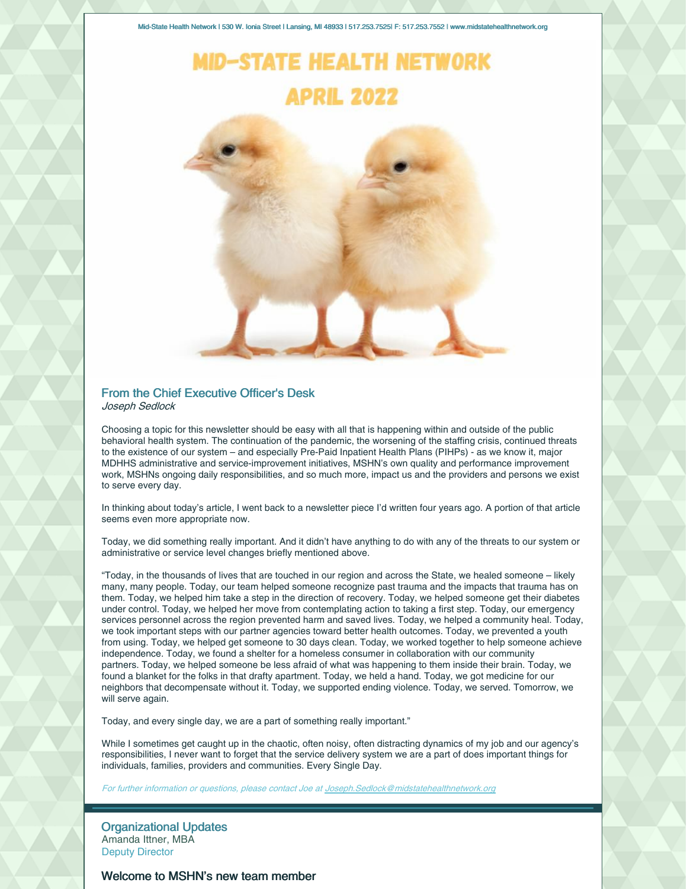Mid-State Health Network | 530 W. Ionia Street | Lansing, MI 48933 | 517.253.7525| F: 517.253.7552 | www.midstatehealthnetwork.org

# MID-STATE HEALTH NETWORK APRIL 2022

## From the Chief Executive Officer's Desk

*Joseph Sedlock*

Choosing a topic for this newsletter should be easy with all that is happening within and outside of the public behavioral health system. The continuation of the pandemic, the worsening of the staffing crisis, continued threats to the existence of our system – and especially Pre-Paid Inpatient Health Plans (PIHPs) - as we know it, major MDHHS administrative and service-improvement initiatives, MSHN's own quality and performance improvement work, MSHNs ongoing daily responsibilities, and so much more, impact us and the providers and persons we exist to serve every day.

In thinking about today's article, I went back to a newsletter piece I'd written four years ago. A portion of that article seems even more appropriate now.

Today, we did something really important. And it didn't have anything to do with any of the threats to our system or administrative or service level changes briefly mentioned above.

"Today, in the thousands of lives that are touched in our region and across the State, we healed someone – likely many, many people. Today, our team helped someone recognize past trauma and the impacts that trauma has on them. Today, we helped him take a step in the direction of recovery. Today, we helped someone get their diabetes under control. Today, we helped her move from contemplating action to taking a first step. Today, our emergency services personnel across the region prevented harm and saved lives. Today, we helped a community heal. Today, we took important steps with our partner agencies toward better health outcomes. Today, we prevented a youth from using. Today, we helped get someone to 30 days clean. Today, we worked together to help someone achieve independence. Today, we found a shelter for a homeless consumer in collaboration with our community partners. Today, we helped someone be less afraid of what was happening to them inside their brain. Today, we found a blanket for the folks in that drafty apartment. Today, we held a hand. Today, we got medicine for our neighbors that decompensate without it. Today, we supported ending violence. Today, we served. Tomorrow, we will serve again.

Today, and every single day, we are a part of something really important."

While I sometimes get caught up in the chaotic, often noisy, often distracting dynamics of my job and our agency's responsibilities, I never want to forget that the service delivery system we are a part of does important things for individuals, families, providers and communities. Every Single Day.

*For further information or questions, please contact Joe at Joseph.Sedlock@midstatehealthnetwork.org*

## Organizational Updates

Amanda Ittner, MBA
Deputy Director

### Welcome to MSHN's new team member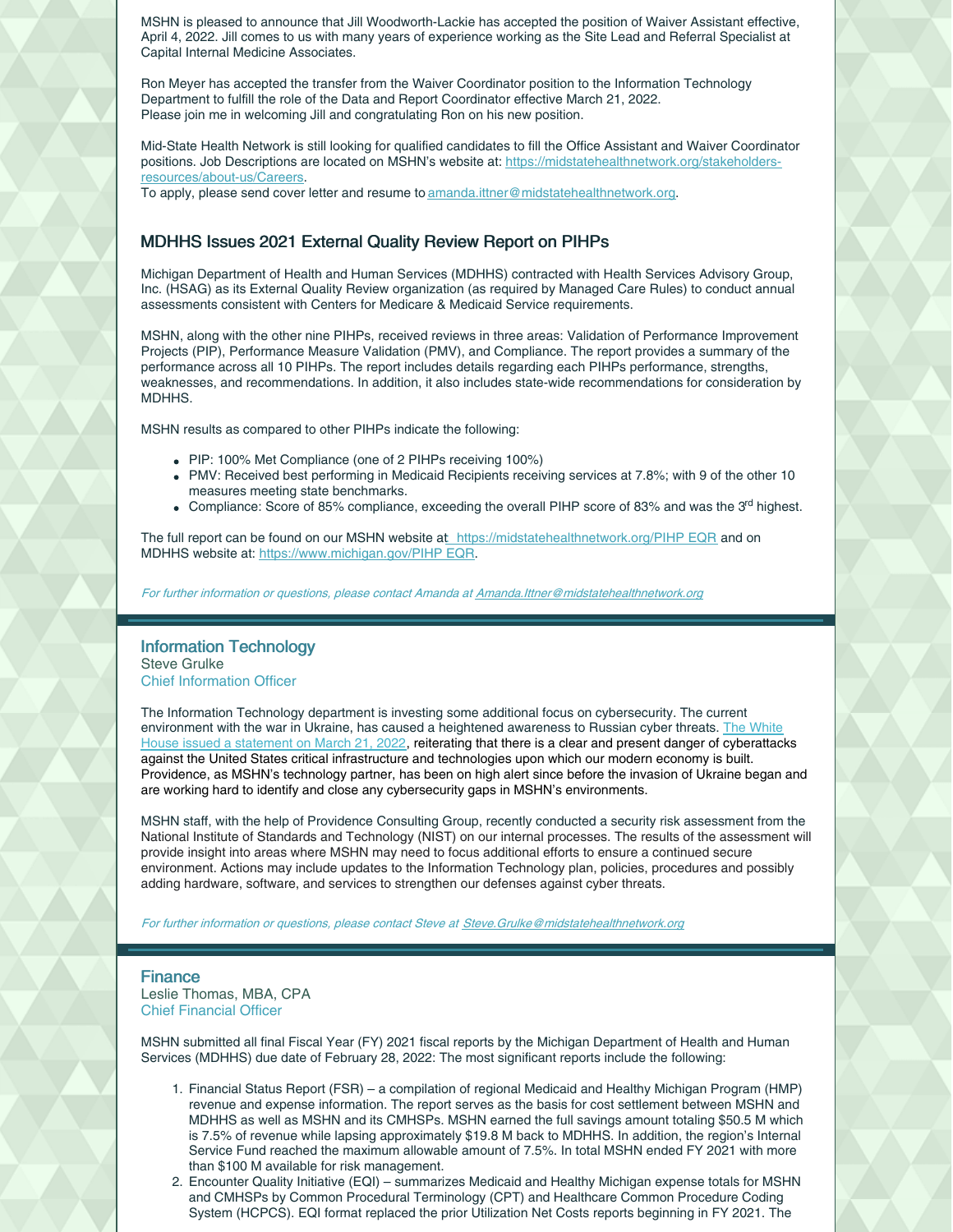MSHN is pleased to announce that Jill Woodworth-Lackie has accepted the position of Waiver Assistant effective, April 4, 2022. Jill comes to us with many years of experience working as the Site Lead and Referral Specialist at Capital Internal Medicine Associates.

Ron Meyer has accepted the transfer from the Waiver Coordinator position to the Information Technology Department to fulfill the role of the Data and Report Coordinator effective March 21, 2022.
Please join me in welcoming Jill and congratulating Ron on his new position.

Mid-State Health Network is still looking for qualified candidates to fill the Office Assistant and Waiver Coordinator positions. Job Descriptions are located on MSHN's website at: https://midstatehealthnetwork.org/stakeholders-resources/about-us/Careers.
To apply, please send cover letter and resume to amanda.ittner@midstatehealthnetwork.org.

## MDHHS Issues 2021 External Quality Review Report on PIHPs

Michigan Department of Health and Human Services (MDHHS) contracted with Health Services Advisory Group, Inc. (HSAG) as its External Quality Review organization (as required by Managed Care Rules) to conduct annual assessments consistent with Centers for Medicare & Medicaid Service requirements.

MSHN, along with the other nine PIHPs, received reviews in three areas: Validation of Performance Improvement Projects (PIP), Performance Measure Validation (PMV), and Compliance. The report provides a summary of the performance across all 10 PIHPs. The report includes details regarding each PIHPs performance, strengths, weaknesses, and recommendations. In addition, it also includes state-wide recommendations for consideration by MDHHS.

MSHN results as compared to other PIHPs indicate the following:

- PIP: 100% Met Compliance (one of 2 PIHPs receiving 100%)
- PMV: Received best performing in Medicaid Recipients receiving services at 7.8%; with 9 of the other 10 measures meeting state benchmarks.
- Compliance: Score of 85% compliance, exceeding the overall PIHP score of 83% and was the 3rd highest.

The full report can be found on our MSHN website at https://midstatehealthnetwork.org/PIHP EQR and on MDHHS website at: https://www.michigan.gov/PIHP EQR.

*For further information or questions, please contact Amanda at Amanda.Ittner@midstatehealthnetwork.org*

## Information Technology

Steve Grulke
Chief Information Officer

The Information Technology department is investing some additional focus on cybersecurity. The current environment with the war in Ukraine, has caused a heightened awareness to Russian cyber threats. The White House issued a statement on March 21, 2022, reiterating that there is a clear and present danger of cyberattacks against the United States critical infrastructure and technologies upon which our modern economy is built. Providence, as MSHN's technology partner, has been on high alert since before the invasion of Ukraine began and are working hard to identify and close any cybersecurity gaps in MSHN's environments.

MSHN staff, with the help of Providence Consulting Group, recently conducted a security risk assessment from the National Institute of Standards and Technology (NIST) on our internal processes. The results of the assessment will provide insight into areas where MSHN may need to focus additional efforts to ensure a continued secure environment. Actions may include updates to the Information Technology plan, policies, procedures and possibly adding hardware, software, and services to strengthen our defenses against cyber threats.

*For further information or questions, please contact Steve at Steve.Grulke@midstatehealthnetwork.org*

## Finance

Leslie Thomas, MBA, CPA
Chief Financial Officer

MSHN submitted all final Fiscal Year (FY) 2021 fiscal reports by the Michigan Department of Health and Human Services (MDHHS) due date of February 28, 2022: The most significant reports include the following:

1. Financial Status Report (FSR) – a compilation of regional Medicaid and Healthy Michigan Program (HMP) revenue and expense information. The report serves as the basis for cost settlement between MSHN and MDHHS as well as MSHN and its CMHSPs. MSHN earned the full savings amount totaling $50.5 M which is 7.5% of revenue while lapsing approximately $19.8 M back to MDHHS. In addition, the region's Internal Service Fund reached the maximum allowable amount of 7.5%. In total MSHN ended FY 2021 with more than $100 M available for risk management.
2. Encounter Quality Initiative (EQI) – summarizes Medicaid and Healthy Michigan expense totals for MSHN and CMHSPs by Common Procedural Terminology (CPT) and Healthcare Common Procedure Coding System (HCPCS). EQI format replaced the prior Utilization Net Costs reports beginning in FY 2021. The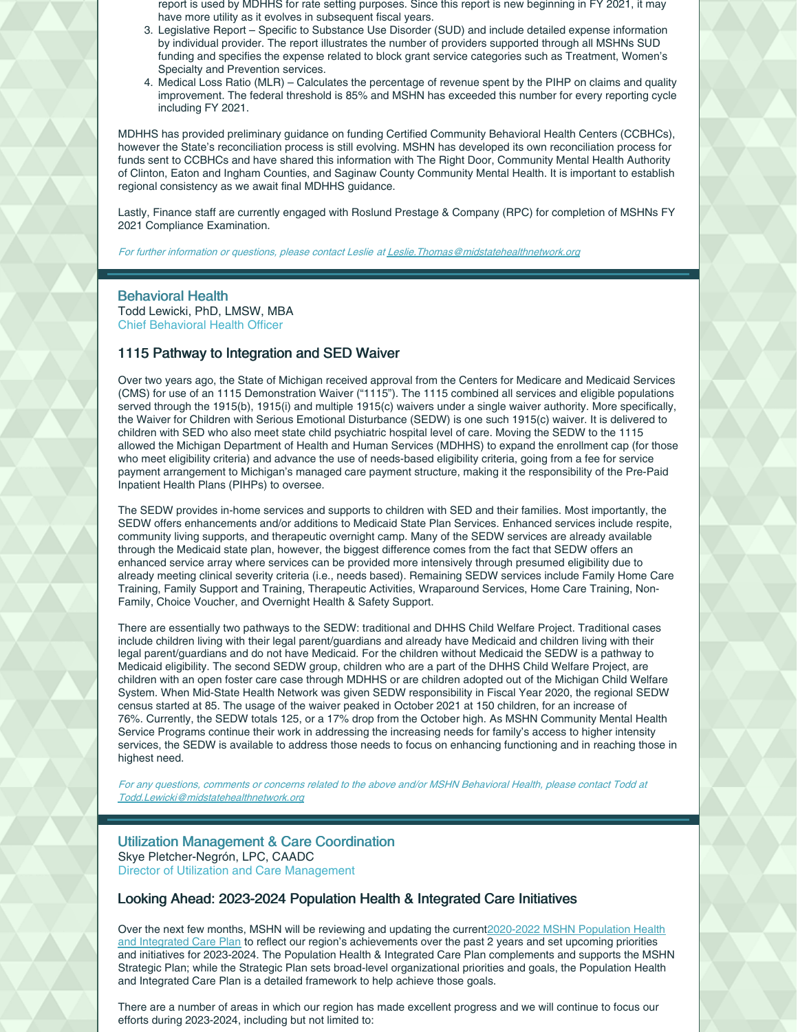report is used by MDHHS for rate setting purposes. Since this report is new beginning in FY 2021, it may have more utility as it evolves in subsequent fiscal years.

3. Legislative Report – Specific to Substance Use Disorder (SUD) and include detailed expense information by individual provider. The report illustrates the number of providers supported through all MSHNs SUD funding and specifies the expense related to block grant service categories such as Treatment, Women's Specialty and Prevention services.
4. Medical Loss Ratio (MLR) – Calculates the percentage of revenue spent by the PIHP on claims and quality improvement. The federal threshold is 85% and MSHN has exceeded this number for every reporting cycle including FY 2021.

MDHHS has provided preliminary guidance on funding Certified Community Behavioral Health Centers (CCBHCs), however the State's reconciliation process is still evolving. MSHN has developed its own reconciliation process for funds sent to CCBHCs and have shared this information with The Right Door, Community Mental Health Authority of Clinton, Eaton and Ingham Counties, and Saginaw County Community Mental Health. It is important to establish regional consistency as we await final MDHHS guidance.

Lastly, Finance staff are currently engaged with Roslund Prestage & Company (RPC) for completion of MSHNs FY 2021 Compliance Examination.

*For further information or questions, please contact Leslie at Leslie.Thomas@midstatehealthnetwork.org*

## Behavioral Health

Todd Lewicki, PhD, LMSW, MBA
Chief Behavioral Health Officer

### 1115 Pathway to Integration and SED Waiver

Over two years ago, the State of Michigan received approval from the Centers for Medicare and Medicaid Services (CMS) for use of an 1115 Demonstration Waiver ("1115"). The 1115 combined all services and eligible populations served through the 1915(b), 1915(i) and multiple 1915(c) waivers under a single waiver authority. More specifically, the Waiver for Children with Serious Emotional Disturbance (SEDW) is one such 1915(c) waiver. It is delivered to children with SED who also meet state child psychiatric hospital level of care. Moving the SEDW to the 1115 allowed the Michigan Department of Health and Human Services (MDHHS) to expand the enrollment cap (for those who meet eligibility criteria) and advance the use of needs-based eligibility criteria, going from a fee for service payment arrangement to Michigan's managed care payment structure, making it the responsibility of the Pre-Paid Inpatient Health Plans (PIHPs) to oversee.

The SEDW provides in-home services and supports to children with SED and their families. Most importantly, the SEDW offers enhancements and/or additions to Medicaid State Plan Services. Enhanced services include respite, community living supports, and therapeutic overnight camp. Many of the SEDW services are already available through the Medicaid state plan, however, the biggest difference comes from the fact that SEDW offers an enhanced service array where services can be provided more intensively through presumed eligibility due to already meeting clinical severity criteria (i.e., needs based). Remaining SEDW services include Family Home Care Training, Family Support and Training, Therapeutic Activities, Wraparound Services, Home Care Training, Non-Family, Choice Voucher, and Overnight Health & Safety Support.

There are essentially two pathways to the SEDW: traditional and DHHS Child Welfare Project. Traditional cases include children living with their legal parent/guardians and already have Medicaid and children living with their legal parent/guardians and do not have Medicaid. For the children without Medicaid the SEDW is a pathway to Medicaid eligibility. The second SEDW group, children who are a part of the DHHS Child Welfare Project, are children with an open foster care case through MDHHS or are children adopted out of the Michigan Child Welfare System. When Mid-State Health Network was given SEDW responsibility in Fiscal Year 2020, the regional SEDW census started at 85. The usage of the waiver peaked in October 2021 at 150 children, for an increase of 76%. Currently, the SEDW totals 125, or a 17% drop from the October high. As MSHN Community Mental Health Service Programs continue their work in addressing the increasing needs for family's access to higher intensity services, the SEDW is available to address those needs to focus on enhancing functioning and in reaching those in highest need.

*For any questions, comments or concerns related to the above and/or MSHN Behavioral Health, please contact Todd at Todd.Lewicki@midstatehealthnetwork.org*

## Utilization Management & Care Coordination

Skye Pletcher-Negrón, LPC, CAADC
Director of Utilization and Care Management

### Looking Ahead: 2023-2024 Population Health & Integrated Care Initiatives

Over the next few months, MSHN will be reviewing and updating the current 2020-2022 MSHN Population Health and Integrated Care Plan to reflect our region's achievements over the past 2 years and set upcoming priorities and initiatives for 2023-2024. The Population Health & Integrated Care Plan complements and supports the MSHN Strategic Plan; while the Strategic Plan sets broad-level organizational priorities and goals, the Population Health and Integrated Care Plan is a detailed framework to help achieve those goals.

There are a number of areas in which our region has made excellent progress and we will continue to focus our efforts during 2023-2024, including but not limited to: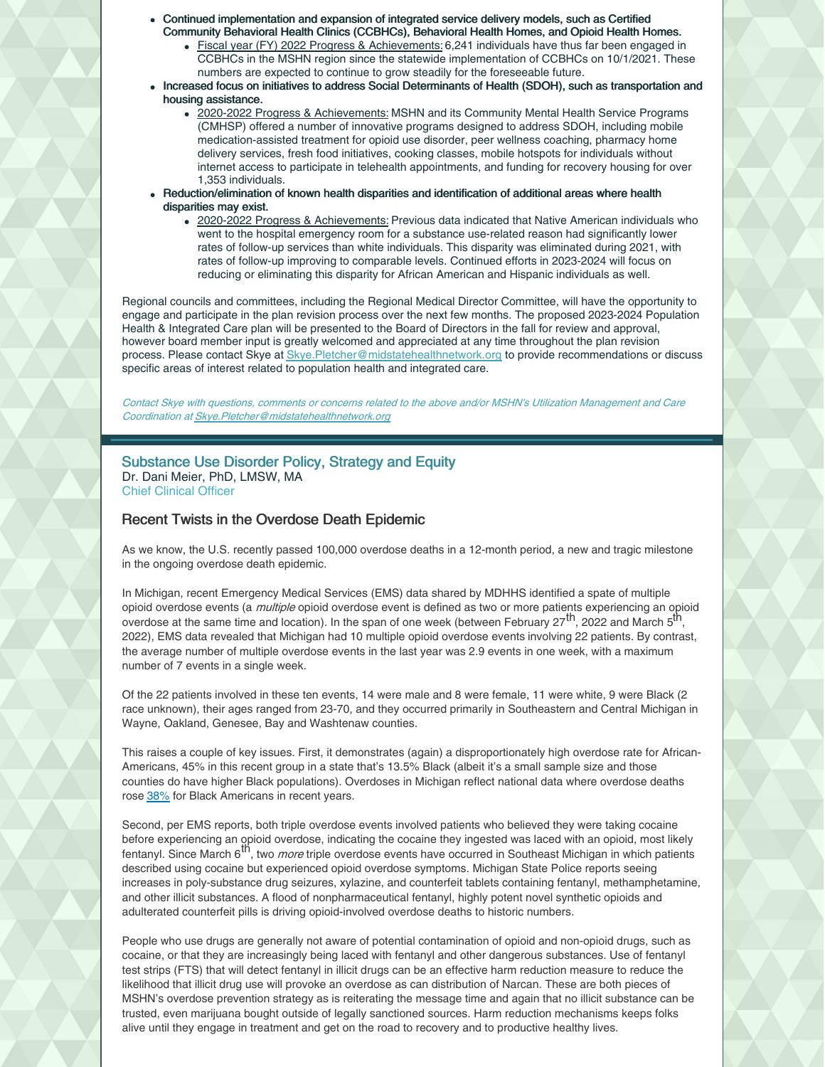- **Continued implementation and expansion of integrated service delivery models, such as Certified Community Behavioral Health Clinics (CCBHCs), Behavioral Health Homes, and Opioid Health Homes.**
  - Fiscal year (FY) 2022 Progress & Achievements: 6,241 individuals have thus far been engaged in CCBHCs in the MSHN region since the statewide implementation of CCBHCs on 10/1/2021. These numbers are expected to continue to grow steadily for the foreseeable future.
- **Increased focus on initiatives to address Social Determinants of Health (SDOH), such as transportation and housing assistance.**
  - 2020-2022 Progress & Achievements: MSHN and its Community Mental Health Service Programs (CMHSP) offered a number of innovative programs designed to address SDOH, including mobile medication-assisted treatment for opioid use disorder, peer wellness coaching, pharmacy home delivery services, fresh food initiatives, cooking classes, mobile hotspots for individuals without internet access to participate in telehealth appointments, and funding for recovery housing for over 1,353 individuals.
- **Reduction/elimination of known health disparities and identification of additional areas where health disparities may exist.**
  - 2020-2022 Progress & Achievements: Previous data indicated that Native American individuals who went to the hospital emergency room for a substance use-related reason had significantly lower rates of follow-up services than white individuals. This disparity was eliminated during 2021, with rates of follow-up improving to comparable levels. Continued efforts in 2023-2024 will focus on reducing or eliminating this disparity for African American and Hispanic individuals as well.

Regional councils and committees, including the Regional Medical Director Committee, will have the opportunity to engage and participate in the plan revision process over the next few months. The proposed 2023-2024 Population Health & Integrated Care plan will be presented to the Board of Directors in the fall for review and approval, however board member input is greatly welcomed and appreciated at any time throughout the plan revision process. Please contact Skye at Skye.Pletcher@midstatehealthnetwork.org to provide recommendations or discuss specific areas of interest related to population health and integrated care.

*Contact Skye with questions, comments or concerns related to the above and/or MSHN's Utilization Management and Care Coordination at Skye.Pletcher@midstatehealthnetwork.org*

## Substance Use Disorder Policy, Strategy and Equity

Dr. Dani Meier, PhD, LMSW, MA
Chief Clinical Officer

### Recent Twists in the Overdose Death Epidemic

As we know, the U.S. recently passed 100,000 overdose deaths in a 12-month period, a new and tragic milestone in the ongoing overdose death epidemic.

In Michigan, recent Emergency Medical Services (EMS) data shared by MDHHS identified a spate of multiple opioid overdose events (a *multiple* opioid overdose event is defined as two or more patients experiencing an opioid overdose at the same time and location). In the span of one week (between February 27th, 2022 and March 5th, 2022), EMS data revealed that Michigan had 10 multiple opioid overdose events involving 22 patients. By contrast, the average number of multiple overdose events in the last year was 2.9 events in one week, with a maximum number of 7 events in a single week.

Of the 22 patients involved in these ten events, 14 were male and 8 were female, 11 were white, 9 were Black (2 race unknown), their ages ranged from 23-70, and they occurred primarily in Southeastern and Central Michigan in Wayne, Oakland, Genesee, Bay and Washtenaw counties.

This raises a couple of key issues. First, it demonstrates (again) a disproportionately high overdose rate for African-Americans, 45% in this recent group in a state that's 13.5% Black (albeit it's a small sample size and those counties do have higher Black populations). Overdoses in Michigan reflect national data where overdose deaths rose 38% for Black Americans in recent years.

Second, per EMS reports, both triple overdose events involved patients who believed they were taking cocaine before experiencing an opioid overdose, indicating the cocaine they ingested was laced with an opioid, most likely fentanyl. Since March 6th, two *more* triple overdose events have occurred in Southeast Michigan in which patients described using cocaine but experienced opioid overdose symptoms. Michigan State Police reports seeing increases in poly-substance drug seizures, xylazine, and counterfeit tablets containing fentanyl, methamphetamine, and other illicit substances. A flood of nonpharmaceutical fentanyl, highly potent novel synthetic opioids and adulterated counterfeit pills is driving opioid-involved overdose deaths to historic numbers.

People who use drugs are generally not aware of potential contamination of opioid and non-opioid drugs, such as cocaine, or that they are increasingly being laced with fentanyl and other dangerous substances. Use of fentanyl test strips (FTS) that will detect fentanyl in illicit drugs can be an effective harm reduction measure to reduce the likelihood that illicit drug use will provoke an overdose as can distribution of Narcan. These are both pieces of MSHN's overdose prevention strategy as is reiterating the message time and again that no illicit substance can be trusted, even marijuana bought outside of legally sanctioned sources. Harm reduction mechanisms keeps folks alive until they engage in treatment and get on the road to recovery and to productive healthy lives.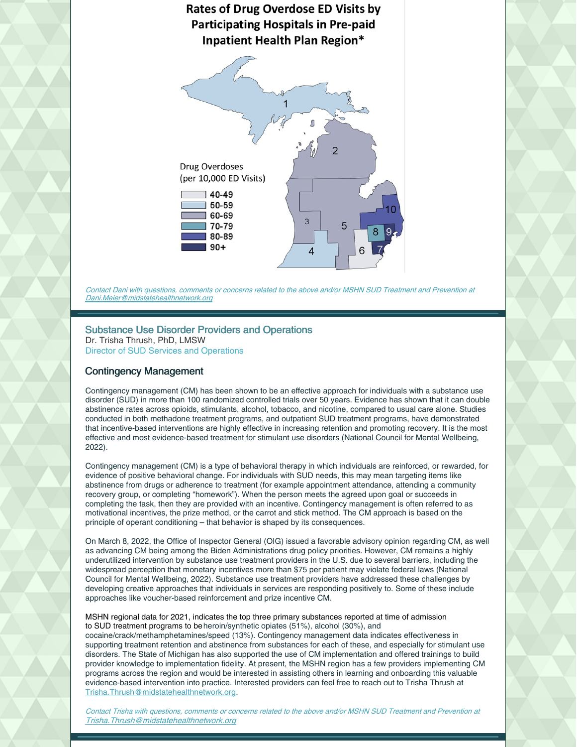## Rates of Drug Overdose ED Visits by Participating Hospitals in Pre-paid Inpatient Health Plan Region*

Drug Overdoses (per 10,000 ED Visits)

40-49
50-59
60-69
70-79
80-89
90+

1
2
3
4
5
6
7
8
9
10

*Contact Dani with questions, comments or concerns related to the above and/or MSHN SUD Treatment and Prevention at Dani.Meier@midstatehealthnetwork.org*

---

## Substance Use Disorder Providers and Operations

Dr. Trisha Thrush, PhD, LMSW
Director of SUD Services and Operations

### Contingency Management

Contingency management (CM) has been shown to be an effective approach for individuals with a substance use disorder (SUD) in more than 100 randomized controlled trials over 50 years. Evidence has shown that it can double abstinence rates across opioids, stimulants, alcohol, tobacco, and nicotine, compared to usual care alone. Studies conducted in both methadone treatment programs, and outpatient SUD treatment programs, have demonstrated that incentive-based interventions are highly effective in increasing retention and promoting recovery. It is the most effective and most evidence-based treatment for stimulant use disorders (National Council for Mental Wellbeing, 2022).

Contingency management (CM) is a type of behavioral therapy in which individuals are reinforced, or rewarded, for evidence of positive behavioral change. For individuals with SUD needs, this may mean targeting items like abstinence from drugs or adherence to treatment (for example appointment attendance, attending a community recovery group, or completing "homework"). When the person meets the agreed upon goal or succeeds in completing the task, then they are provided with an incentive. Contingency management is often referred to as motivational incentives, the prize method, or the carrot and stick method. The CM approach is based on the principle of operant conditioning – that behavior is shaped by its consequences.

On March 8, 2022, the Office of Inspector General (OIG) issued a favorable advisory opinion regarding CM, as well as advancing CM being among the Biden Administrations drug policy priorities. However, CM remains a highly underutilized intervention by substance use treatment providers in the U.S. due to several barriers, including the widespread perception that monetary incentives more than $75 per patient may violate federal laws (National Council for Mental Wellbeing, 2022). Substance use treatment providers have addressed these challenges by developing creative approaches that individuals in services are responding positively to. Some of these include approaches like voucher-based reinforcement and prize incentive CM.

MSHN regional data for 2021, indicates the top three primary substances reported at time of admission to SUD treatment programs to be heroin/synthetic opiates (51%), alcohol (30%), and cocaine/crack/methamphetamines/speed (13%). Contingency management data indicates effectiveness in supporting treatment retention and abstinence from substances for each of these, and especially for stimulant use disorders. The State of Michigan has also supported the use of CM implementation and offered trainings to build provider knowledge to implementation fidelity. At present, the MSHN region has a few providers implementing CM programs across the region and would be interested in assisting others in learning and onboarding this valuable evidence-based intervention into practice. Interested providers can feel free to reach out to Trisha Thrush at Trisha.Thrush@midstatehealthnetwork.org.

*Contact Trisha with questions, comments or concerns related to the above and/or MSHN SUD Treatment and Prevention at Trisha.Thrush@midstatehealthnetwork.org*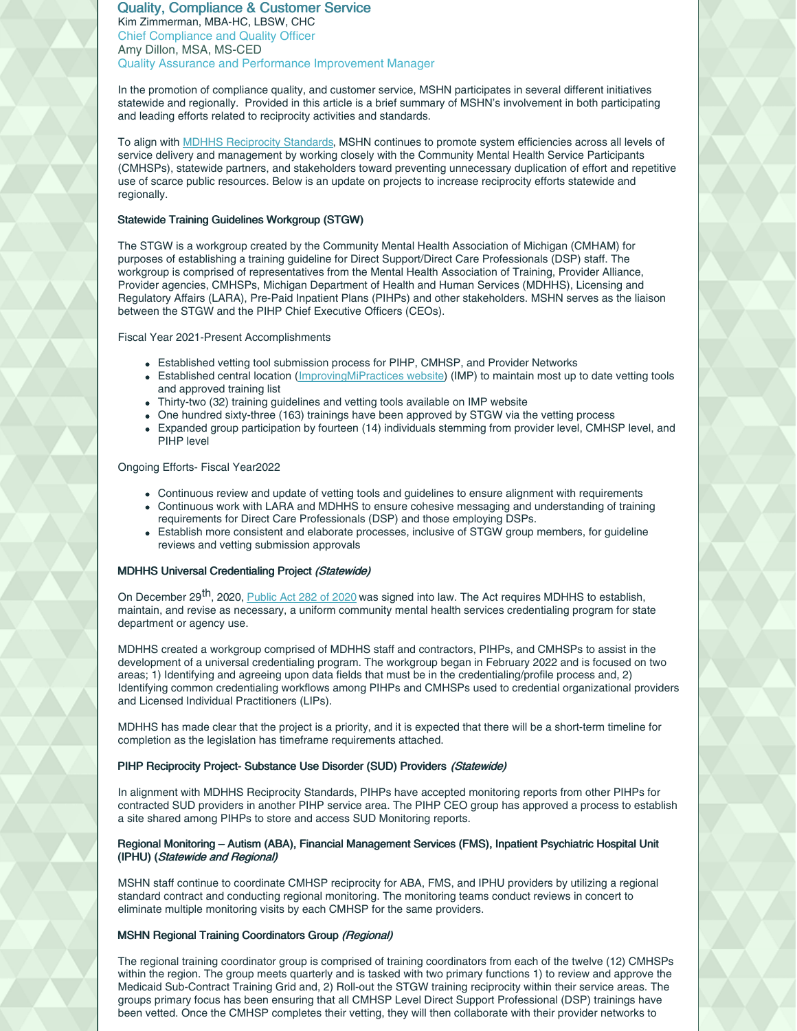## Quality, Compliance & Customer Service

Kim Zimmerman, MBA-HC, LBSW, CHC
Chief Compliance and Quality Officer
Amy Dillon, MSA, MS-CED
Quality Assurance and Performance Improvement Manager

In the promotion of compliance quality, and customer service, MSHN participates in several different initiatives statewide and regionally. Provided in this article is a brief summary of MSHN's involvement in both participating and leading efforts related to reciprocity activities and standards.

To align with MDHHS Reciprocity Standards, MSHN continues to promote system efficiencies across all levels of service delivery and management by working closely with the Community Mental Health Service Participants (CMHSPs), statewide partners, and stakeholders toward preventing unnecessary duplication of effort and repetitive use of scarce public resources. Below is an update on projects to increase reciprocity efforts statewide and regionally.

**Statewide Training Guidelines Workgroup (STGW)**

The STGW is a workgroup created by the Community Mental Health Association of Michigan (CMHAM) for purposes of establishing a training guideline for Direct Support/Direct Care Professionals (DSP) staff. The workgroup is comprised of representatives from the Mental Health Association of Training, Provider Alliance, Provider agencies, CMHSPs, Michigan Department of Health and Human Services (MDHHS), Licensing and Regulatory Affairs (LARA), Pre-Paid Inpatient Plans (PIHPs) and other stakeholders. MSHN serves as the liaison between the STGW and the PIHP Chief Executive Officers (CEOs).

Fiscal Year 2021-Present Accomplishments

- Established vetting tool submission process for PIHP, CMHSP, and Provider Networks
- Established central location (ImprovingMiPractices website) (IMP) to maintain most up to date vetting tools and approved training list
- Thirty-two (32) training guidelines and vetting tools available on IMP website
- One hundred sixty-three (163) trainings have been approved by STGW via the vetting process
- Expanded group participation by fourteen (14) individuals stemming from provider level, CMHSP level, and PIHP level

Ongoing Efforts- Fiscal Year2022

- Continuous review and update of vetting tools and guidelines to ensure alignment with requirements
- Continuous work with LARA and MDHHS to ensure cohesive messaging and understanding of training requirements for Direct Care Professionals (DSP) and those employing DSPs.
- Establish more consistent and elaborate processes, inclusive of STGW group members, for guideline reviews and vetting submission approvals

**MDHHS Universal Credentialing Project *(Statewide)***

On December 29th, 2020, Public Act 282 of 2020 was signed into law. The Act requires MDHHS to establish, maintain, and revise as necessary, a uniform community mental health services credentialing program for state department or agency use.

MDHHS created a workgroup comprised of MDHHS staff and contractors, PIHPs, and CMHSPs to assist in the development of a universal credentialing program. The workgroup began in February 2022 and is focused on two areas; 1) Identifying and agreeing upon data fields that must be in the credentialing/profile process and, 2) Identifying common credentialing workflows among PIHPs and CMHSPs used to credential organizational providers and Licensed Individual Practitioners (LIPs).

MDHHS has made clear that the project is a priority, and it is expected that there will be a short-term timeline for completion as the legislation has timeframe requirements attached.

**PIHP Reciprocity Project- Substance Use Disorder (SUD) Providers *(Statewide)***

In alignment with MDHHS Reciprocity Standards, PIHPs have accepted monitoring reports from other PIHPs for contracted SUD providers in another PIHP service area. The PIHP CEO group has approved a process to establish a site shared among PIHPs to store and access SUD Monitoring reports.

**Regional Monitoring – Autism (ABA), Financial Management Services (FMS), Inpatient Psychiatric Hospital Unit (IPHU) (*Statewide and Regional)***

MSHN staff continue to coordinate CMHSP reciprocity for ABA, FMS, and IPHU providers by utilizing a regional standard contract and conducting regional monitoring. The monitoring teams conduct reviews in concert to eliminate multiple monitoring visits by each CMHSP for the same providers.

**MSHN Regional Training Coordinators Group *(Regional)***

The regional training coordinator group is comprised of training coordinators from each of the twelve (12) CMHSPs within the region. The group meets quarterly and is tasked with two primary functions 1) to review and approve the Medicaid Sub-Contract Training Grid and, 2) Roll-out the STGW training reciprocity within their service areas. The groups primary focus has been ensuring that all CMHSP Level Direct Support Professional (DSP) trainings have been vetted. Once the CMHSP completes their vetting, they will then collaborate with their provider networks to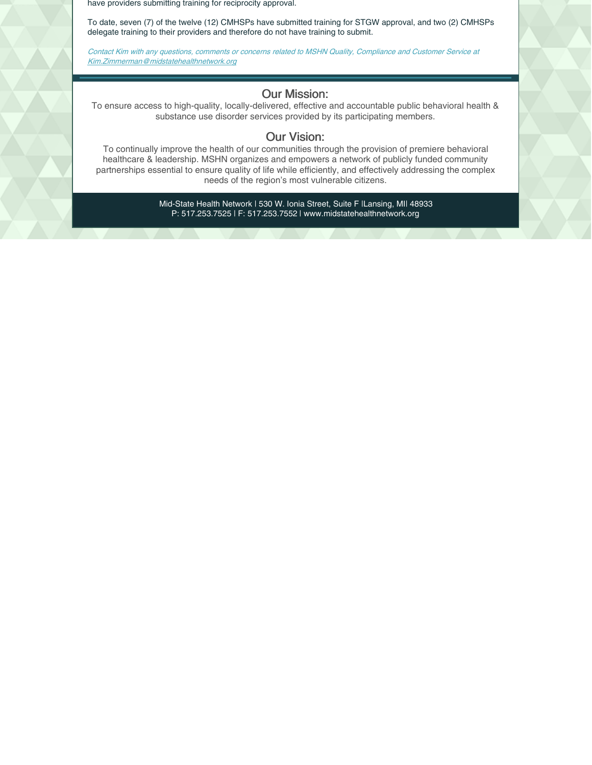have providers submitting training for reciprocity approval.

To date, seven (7) of the twelve (12) CMHSPs have submitted training for STGW approval, and two (2) CMHSPs delegate training to their providers and therefore do not have training to submit.

*Contact Kim with any questions, comments or concerns related to MSHN Quality, Compliance and Customer Service at [Kim.Zimmerman@midstatehealthnetwork.org](mailto:Kim.Zimmerman@midstatehealthnetwork.org)*

## Our Mission:

To ensure access to high-quality, locally-delivered, effective and accountable public behavioral health & substance use disorder services provided by its participating members.

## Our Vision:

To continually improve the health of our communities through the provision of premiere behavioral healthcare & leadership. MSHN organizes and empowers a network of publicly funded community partnerships essential to ensure quality of life while efficiently, and effectively addressing the complex needs of the region's most vulnerable citizens.

Mid-State Health Network | 530 W. Ionia Street, Suite F |Lansing, MI| 48933
P: 517.253.7525 | F: 517.253.7552 | www.midstatehealthnetwork.org